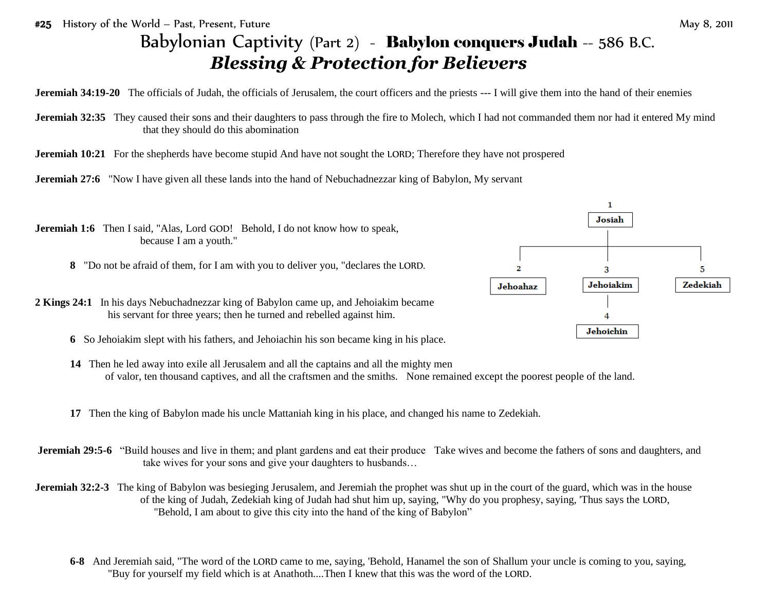**#25** History of the World – Past, Present, Future May 8, 2011

# Babylonian Captivity (Part 2) - **Babylon conquers Judah** -- 586 B.C.

## *Blessing & Protection for Believers*

**Jeremiah 34:19-20** The officials of Judah, the officials of Jerusalem, the court officers and the priests --- I will give them into the hand of their enemies

**Jeremiah 32:35** They caused their sons and their daughters to pass through the fire to Molech, which I had not commanded them nor had it entered My mind that they should do this abomination

**Jeremiah 10:21** For the shepherds have become stupid And have not sought the LORD; Therefore they have not prospered

**Jeremiah 27:6** "Now I have given all these lands into the hand of Nebuchadnezzar king of Babylon, My servant

**Jeremiah 1:6** Then I said, "Alas, Lord GOD! Behold, I do not know how to speak, because I am a youth."

**8** "Do not be afraid of them, for I am with you to deliver you, "declares the LORD.

**2 Kings 24:1** In his days Nebuchadnezzar king of Babylon came up, and Jehoiakim became his servant for three years; then he turned and rebelled against him.

**6** So Jehoiakim slept with his fathers, and Jehoiachin his son became king in his place.

**14** Then he led away into exile all Jerusalem and all the captains and all the mighty men of valor, ten thousand captives, and all the craftsmen and the smiths. None remained except the poorest people of the land.

**17** Then the king of Babylon made his uncle Mattaniah king in his place, and changed his name to Zedekiah.

- 1 **Josiah**
  - 2 **Jehoahaz**
  - 3 **Jehoiakim**
    - 4 **Jehoichin**
  - 5 **Zedekiah**

**Jeremiah 29:5-6** "Build houses and live in them; and plant gardens and eat their produce Take wives and become the fathers of sons and daughters, and take wives for your sons and give your daughters to husbands…

**Jeremiah 32:2-3** The king of Babylon was besieging Jerusalem, and Jeremiah the prophet was shut up in the court of the guard, which was in the house of the king of Judah, Zedekiah king of Judah had shut him up, saying, "Why do you prophesy, saying, 'Thus says the LORD, "Behold, I am about to give this city into the hand of the king of Babylon"

**6-8** And Jeremiah said, "The word of the LORD came to me, saying, 'Behold, Hanamel the son of Shallum your uncle is coming to you, saying, "Buy for yourself my field which is at Anathoth....Then I knew that this was the word of the LORD.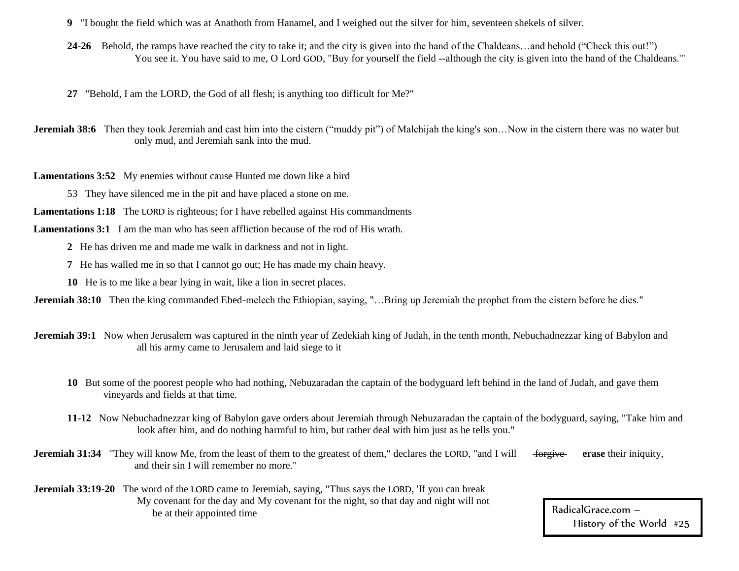**9** "I bought the field which was at Anathoth from Hanamel, and I weighed out the silver for him, seventeen shekels of silver.

**24-26** Behold, the ramps have reached the city to take it; and the city is given into the hand of the Chaldeans…and behold ("Check this out!") You see it. You have said to me, O Lord GOD, "Buy for yourself the field --although the city is given into the hand of the Chaldeans.'"

**27** "Behold, I am the LORD, the God of all flesh; is anything too difficult for Me?"

**Jeremiah 38:6** Then they took Jeremiah and cast him into the cistern ("muddy pit") of Malchijah the king's son…Now in the cistern there was no water but only mud, and Jeremiah sank into the mud.

**Lamentations 3:52** My enemies without cause Hunted me down like a bird

53 They have silenced me in the pit and have placed a stone on me.

**Lamentations 1:18** The LORD is righteous; for I have rebelled against His commandments

**Lamentations 3:1** I am the man who has seen affliction because of the rod of His wrath.

**2** He has driven me and made me walk in darkness and not in light.

**7** He has walled me in so that I cannot go out; He has made my chain heavy.

**10** He is to me like a bear lying in wait, like a lion in secret places.

**Jeremiah 38:10** Then the king commanded Ebed-melech the Ethiopian, saying, "…Bring up Jeremiah the prophet from the cistern before he dies."

**Jeremiah 39:1** Now when Jerusalem was captured in the ninth year of Zedekiah king of Judah, in the tenth month, Nebuchadnezzar king of Babylon and all his army came to Jerusalem and laid siege to it

**10** But some of the poorest people who had nothing, Nebuzaradan the captain of the bodyguard left behind in the land of Judah, and gave them vineyards and fields at that time.

**11-12** Now Nebuchadnezzar king of Babylon gave orders about Jeremiah through Nebuzaradan the captain of the bodyguard, saying, "Take him and look after him, and do nothing harmful to him, but rather deal with him just as he tells you."

**Jeremiah 31:34** "They will know Me, from the least of them to the greatest of them," declares the LORD, "and I will ~~forgive~~ **erase** their iniquity, and their sin I will remember no more."

**Jeremiah 33:19-20** The word of the LORD came to Jeremiah, saying, "Thus says the LORD, 'If you can break My covenant for the day and My covenant for the night, so that day and night will not be at their appointed time

RadicalGrace.com – History of the World #25